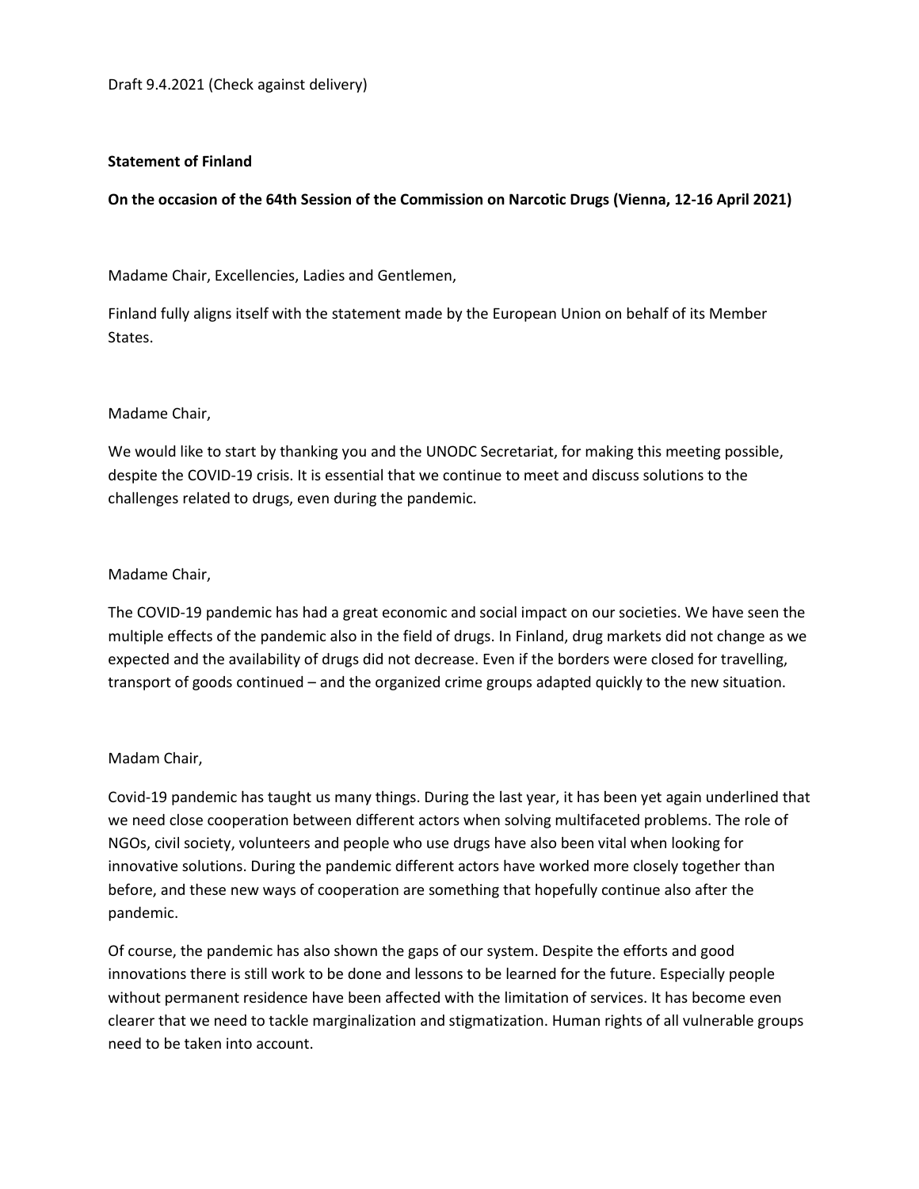Draft 9.4.2021 (Check against delivery)

**Statement of Finland**

**On the occasion of the 64th Session of the Commission on Narcotic Drugs (Vienna, 12-16 April 2021)**

Madame Chair, Excellencies, Ladies and Gentlemen,

Finland fully aligns itself with the statement made by the European Union on behalf of its Member States.

Madame Chair,

We would like to start by thanking you and the UNODC Secretariat, for making this meeting possible, despite the COVID-19 crisis. It is essential that we continue to meet and discuss solutions to the challenges related to drugs, even during the pandemic.

Madame Chair,

The COVID-19 pandemic has had a great economic and social impact on our societies. We have seen the multiple effects of the pandemic also in the field of drugs. In Finland, drug markets did not change as we expected and the availability of drugs did not decrease. Even if the borders were closed for travelling, transport of goods continued – and the organized crime groups adapted quickly to the new situation.

Madam Chair,

Covid-19 pandemic has taught us many things. During the last year, it has been yet again underlined that we need close cooperation between different actors when solving multifaceted problems. The role of NGOs, civil society, volunteers and people who use drugs have also been vital when looking for innovative solutions. During the pandemic different actors have worked more closely together than before, and these new ways of cooperation are something that hopefully continue also after the pandemic.

Of course, the pandemic has also shown the gaps of our system. Despite the efforts and good innovations there is still work to be done and lessons to be learned for the future. Especially people without permanent residence have been affected with the limitation of services. It has become even clearer that we need to tackle marginalization and stigmatization. Human rights of all vulnerable groups need to be taken into account.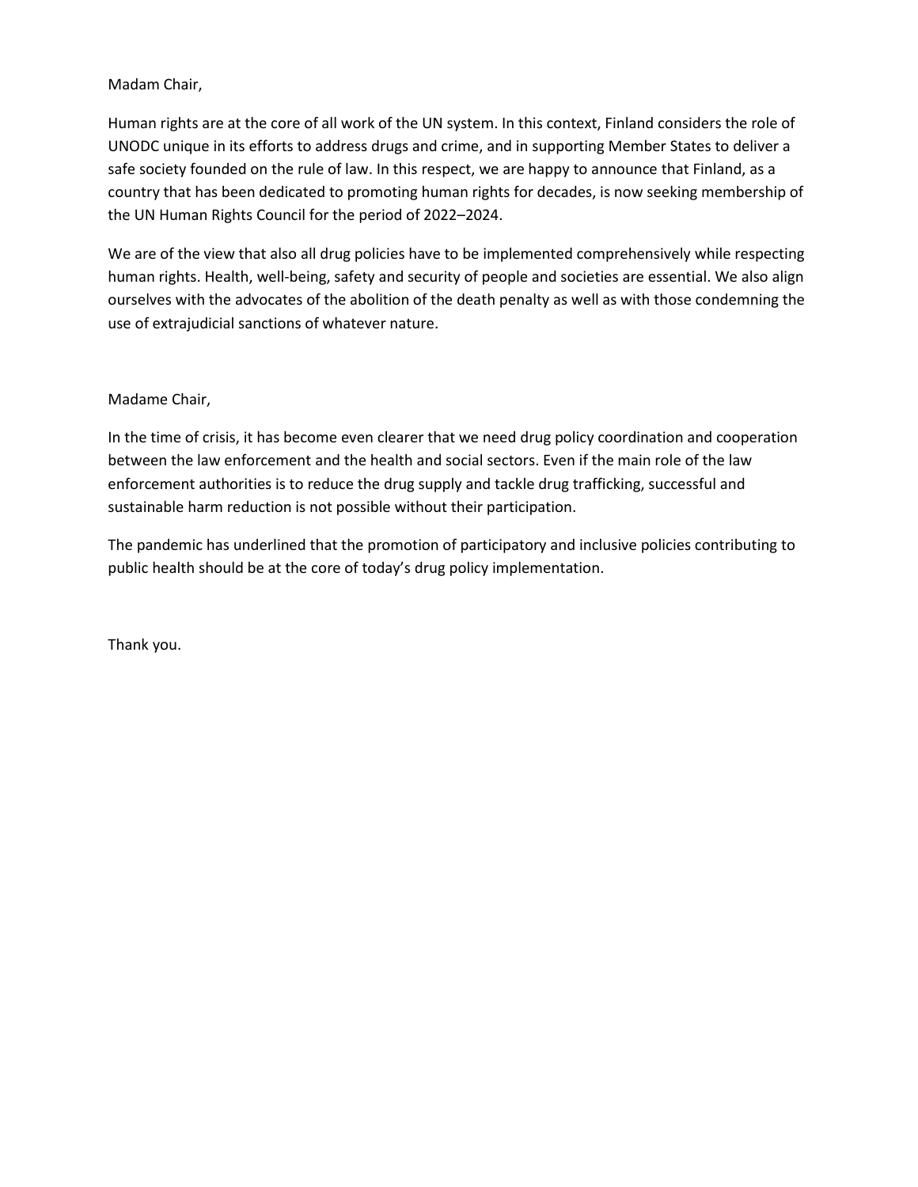Madam Chair,

Human rights are at the core of all work of the UN system. In this context, Finland considers the role of UNODC unique in its efforts to address drugs and crime, and in supporting Member States to deliver a safe society founded on the rule of law. In this respect, we are happy to announce that Finland, as a country that has been dedicated to promoting human rights for decades, is now seeking membership of the UN Human Rights Council for the period of 2022–2024.

We are of the view that also all drug policies have to be implemented comprehensively while respecting human rights. Health, well-being, safety and security of people and societies are essential. We also align ourselves with the advocates of the abolition of the death penalty as well as with those condemning the use of extrajudicial sanctions of whatever nature.

Madame Chair,

In the time of crisis, it has become even clearer that we need drug policy coordination and cooperation between the law enforcement and the health and social sectors. Even if the main role of the law enforcement authorities is to reduce the drug supply and tackle drug trafficking, successful and sustainable harm reduction is not possible without their participation.

The pandemic has underlined that the promotion of participatory and inclusive policies contributing to public health should be at the core of today's drug policy implementation.

Thank you.